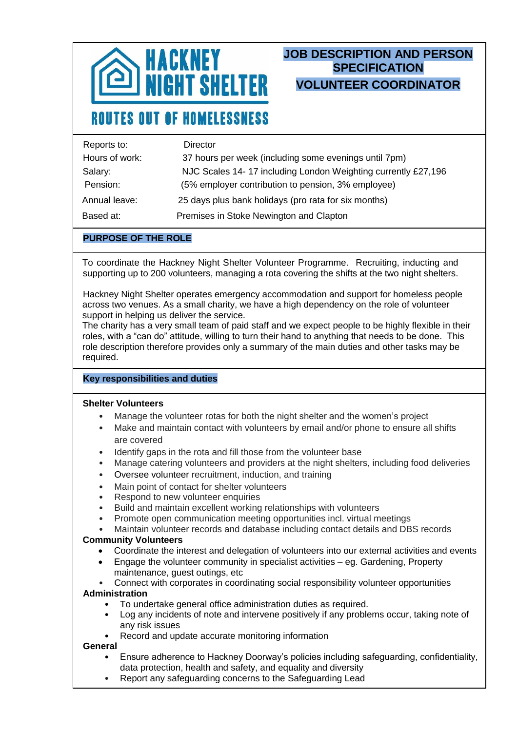HACKNEY NIGHT SHELTER

ROUTES OUT OF HOMELESSNESS

# JOB DESCRIPTION AND PERSON SPECIFICATION

# VOLUNTEER COORDINATOR

| | |
|---|---|
| Reports to: | Director |
| Hours of work: | 37 hours per week (including some evenings until 7pm) |
| Salary: | NJC Scales 14- 17 including London Weighting currently £27,196 |
| Pension: | (5% employer contribution to pension, 3% employee) |
| Annual leave: | 25 days plus bank holidays (pro rata for six months) |
| Based at: | Premises in Stoke Newington and Clapton |

## PURPOSE OF THE ROLE

To coordinate the Hackney Night Shelter Volunteer Programme. Recruiting, inducting and supporting up to 200 volunteers, managing a rota covering the shifts at the two night shelters.

Hackney Night Shelter operates emergency accommodation and support for homeless people across two venues. As a small charity, we have a high dependency on the role of volunteer support in helping us deliver the service.
The charity has a very small team of paid staff and we expect people to be highly flexible in their roles, with a "can do" attitude, willing to turn their hand to anything that needs to be done. This role description therefore provides only a summary of the main duties and other tasks may be required.

## Key responsibilities and duties

**Shelter Volunteers**

- Manage the volunteer rotas for both the night shelter and the women's project
- Make and maintain contact with volunteers by email and/or phone to ensure all shifts are covered
- Identify gaps in the rota and fill those from the volunteer base
- Manage catering volunteers and providers at the night shelters, including food deliveries
- Oversee volunteer recruitment, induction, and training
- Main point of contact for shelter volunteers
- Respond to new volunteer enquiries
- Build and maintain excellent working relationships with volunteers
- Promote open communication meeting opportunities incl. virtual meetings
- Maintain volunteer records and database including contact details and DBS records

**Community Volunteers**

- Coordinate the interest and delegation of volunteers into our external activities and events
- Engage the volunteer community in specialist activities – eg. Gardening, Property maintenance, guest outings, etc
- Connect with corporates in coordinating social responsibility volunteer opportunities

**Administration**

- To undertake general office administration duties as required.
- Log any incidents of note and intervene positively if any problems occur, taking note of any risk issues
- Record and update accurate monitoring information

**General**

- Ensure adherence to Hackney Doorway's policies including safeguarding, confidentiality, data protection, health and safety, and equality and diversity
- Report any safeguarding concerns to the Safeguarding Lead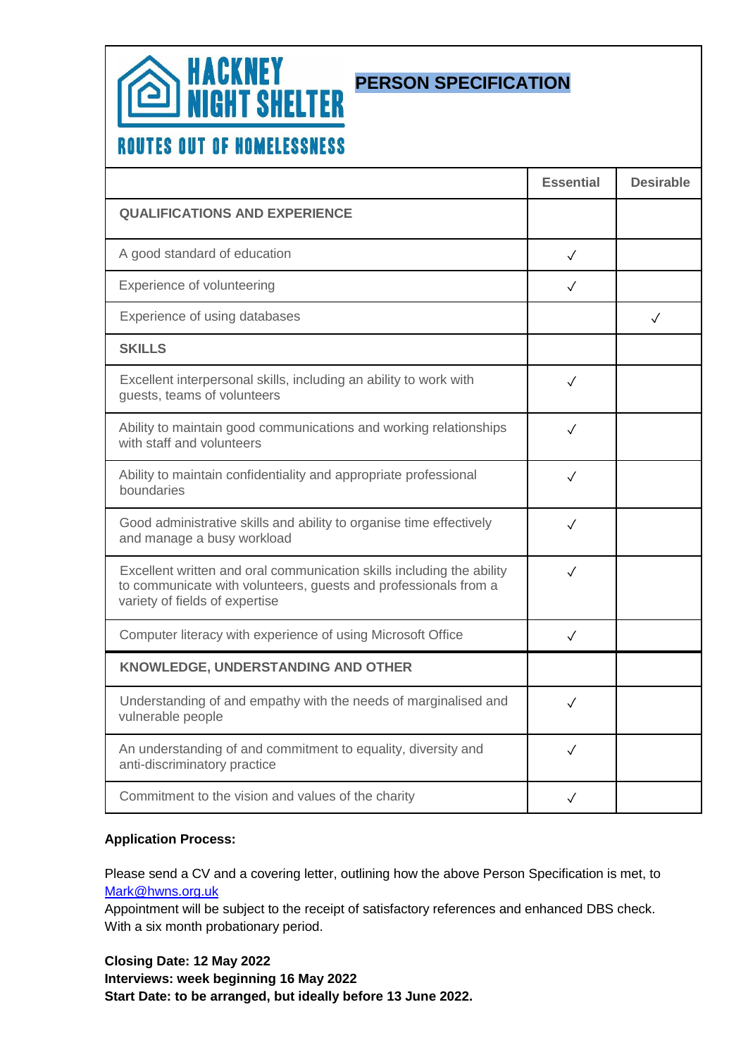HACKNEY NIGHT SHELTER

ROUTES OUT OF HOMELESSNESS

# PERSON SPECIFICATION

| | Essential | Desirable |
|---|---|---|
| **QUALIFICATIONS AND EXPERIENCE** | | |
| A good standard of education | ✓ | |
| Experience of volunteering | ✓ | |
| Experience of using databases | | ✓ |
| **SKILLS** | | |
| Excellent interpersonal skills, including an ability to work with guests, teams of volunteers | ✓ | |
| Ability to maintain good communications and working relationships with staff and volunteers | ✓ | |
| Ability to maintain confidentiality and appropriate professional boundaries | ✓ | |
| Good administrative skills and ability to organise time effectively and manage a busy workload | ✓ | |
| Excellent written and oral communication skills including the ability to communicate with volunteers, guests and professionals from a variety of fields of expertise | ✓ | |
| Computer literacy with experience of using Microsoft Office | ✓ | |
| **KNOWLEDGE, UNDERSTANDING AND OTHER** | | |
| Understanding of and empathy with the needs of marginalised and vulnerable people | ✓ | |
| An understanding of and commitment to equality, diversity and anti-discriminatory practice | ✓ | |
| Commitment to the vision and values of the charity | ✓ | |

**Application Process:**

Please send a CV and a covering letter, outlining how the above Person Specification is met, to Mark@hwns.org.uk
Appointment will be subject to the receipt of satisfactory references and enhanced DBS check. With a six month probationary period.

**Closing Date: 12 May 2022**
**Interviews: week beginning 16 May 2022**
**Start Date: to be arranged, but ideally before 13 June 2022.**